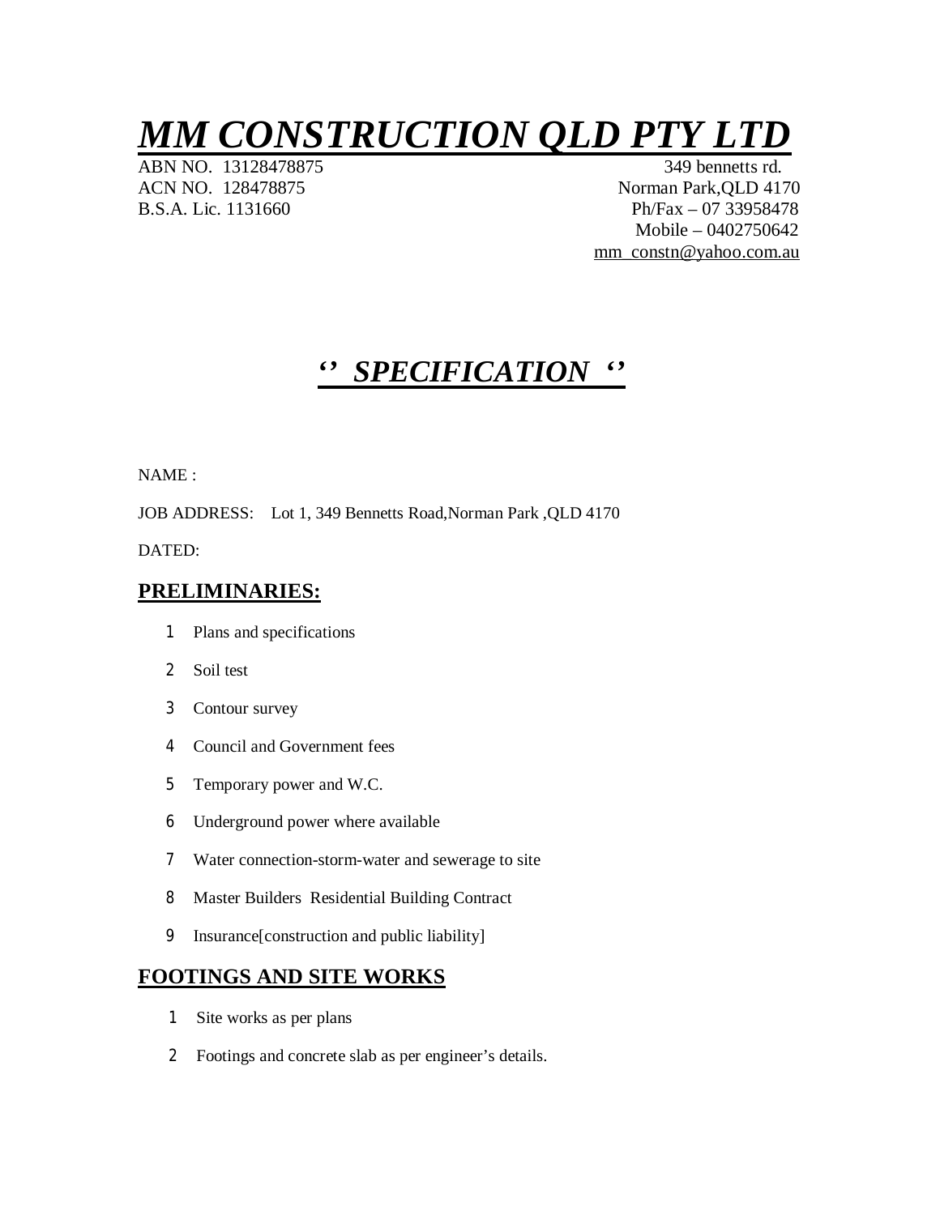# ***MM CONSTRUCTION QLD PTY LTD***

ABN NO. 13128478875
ACN NO. 128478875
B.S.A. Lic. 1131660

349 bennetts rd.
Norman Park,QLD 4170
Ph/Fax – 07 33958478
Mobile – 0402750642
mm_constn@yahoo.com.au

## ***‘’ SPECIFICATION ‘’***

NAME :

JOB ADDRESS: Lot 1, 349 Bennetts Road,Norman Park ,QLD 4170

DATED:

## PRELIMINARIES:

1. Plans and specifications
2. Soil test
3. Contour survey
4. Council and Government fees
5. Temporary power and W.C.
6. Underground power where available
7. Water connection-storm-water and sewerage to site
8. Master Builders Residential Building Contract
9. Insurance[construction and public liability]

## FOOTINGS AND SITE WORKS

1. Site works as per plans
2. Footings and concrete slab as per engineer’s details.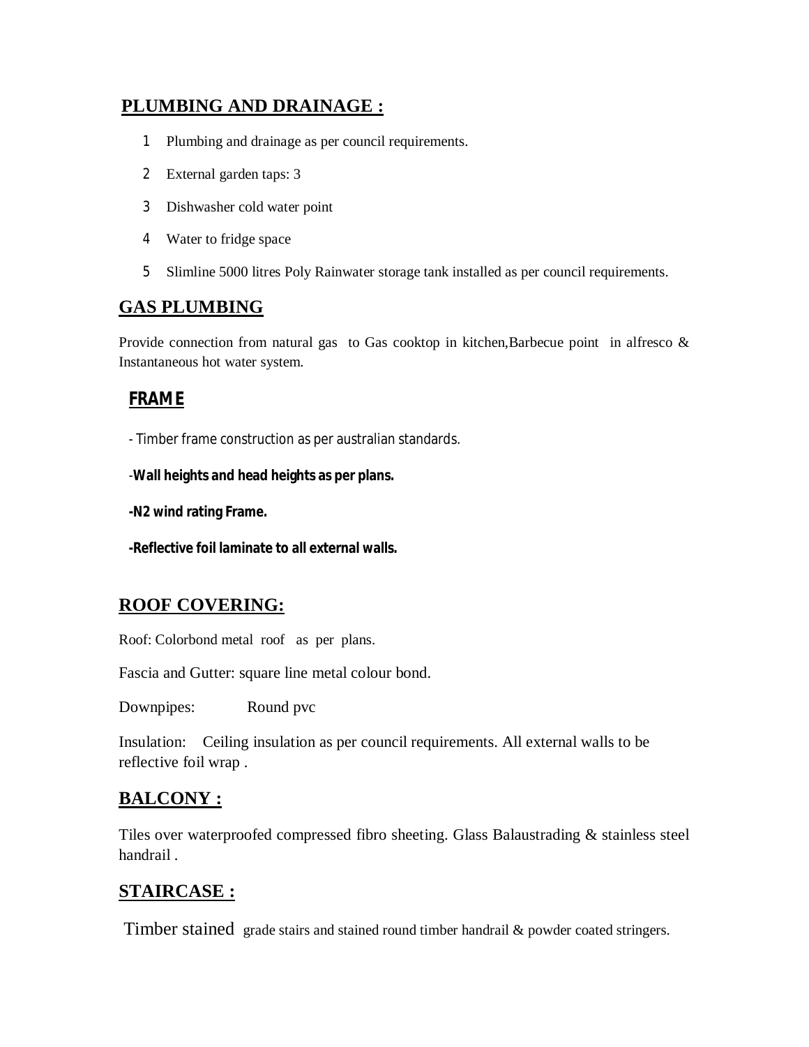## PLUMBING AND DRAINAGE :

1. Plumbing and drainage as per council requirements.
2. External garden taps: 3
3. Dishwasher cold water point
4. Water to fridge space
5. Slimline 5000 litres Poly Rainwater storage tank installed as per council requirements.

## GAS PLUMBING

Provide connection from natural gas to Gas cooktop in kitchen,Barbecue point in alfresco & Instantaneous hot water system.

## FRAME

- Timber frame construction as per australian standards.

-**Wall heights and head heights as per plans.**

**-N2 wind rating Frame.**

**-Reflective foil laminate to all external walls.**

## ROOF COVERING:

Roof: Colorbond metal roof as per plans.

Fascia and Gutter: square line metal colour bond.

Downpipes: Round pvc

Insulation: Ceiling insulation as per council requirements. All external walls to be reflective foil wrap .

## BALCONY :

Tiles over waterproofed compressed fibro sheeting. Glass Balaustrading & stainless steel handrail .

## STAIRCASE :

Timber stained grade stairs and stained round timber handrail & powder coated stringers.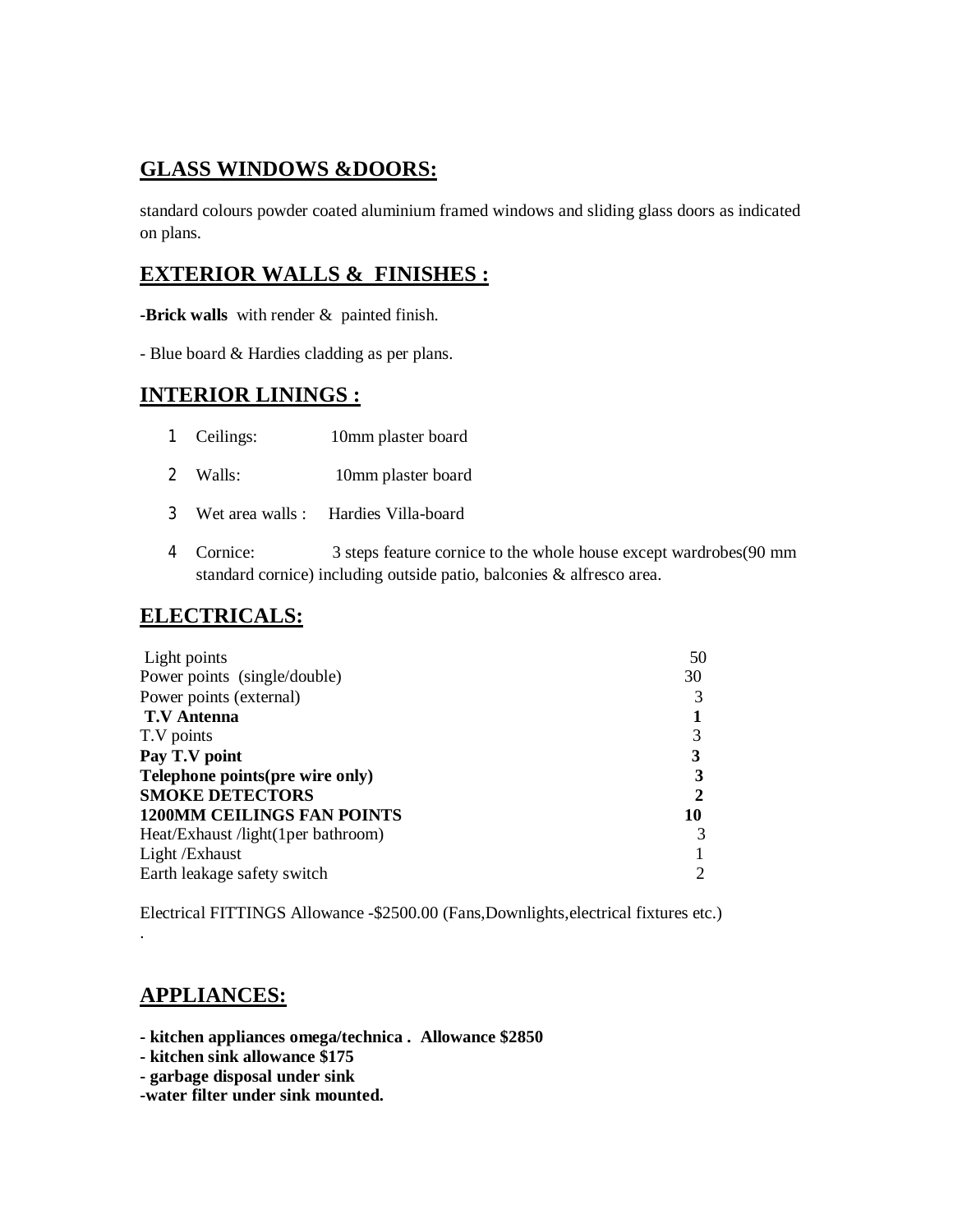## GLASS WINDOWS &DOORS:

standard colours powder coated aluminium framed windows and sliding glass doors as indicated on plans.

## EXTERIOR WALLS & FINISHES :

**-Brick walls** with render & painted finish.

- Blue board & Hardies cladding as per plans.

## INTERIOR LININGS :

1. Ceilings: 10mm plaster board
2. Walls: 10mm plaster board
3. Wet area walls : Hardies Villa-board
4. Cornice: 3 steps feature cornice to the whole house except wardrobes(90 mm standard cornice) including outside patio, balconies & alfresco area.

## ELECTRICALS:

| | |
|---|---|
| Light points | 50 |
| Power points (single/double) | 30 |
| Power points (external) | 3 |
| **T.V Antenna** | **1** |
| T.V points | 3 |
| **Pay T.V point** | **3** |
| **Telephone points(pre wire only)** | **3** |
| **SMOKE DETECTORS** | **2** |
| **1200MM CEILINGS FAN POINTS** | **10** |
| Heat/Exhaust /light(1per bathroom) | 3 |
| Light /Exhaust | 1 |
| Earth leakage safety switch | 2 |

Electrical FITTINGS Allowance -$2500.00 (Fans,Downlights,electrical fixtures etc.)

.

## APPLIANCES:

**- kitchen appliances omega/technica . Allowance $2850**
**- kitchen sink allowance $175**
**- garbage disposal under sink**
**-water filter under sink mounted.**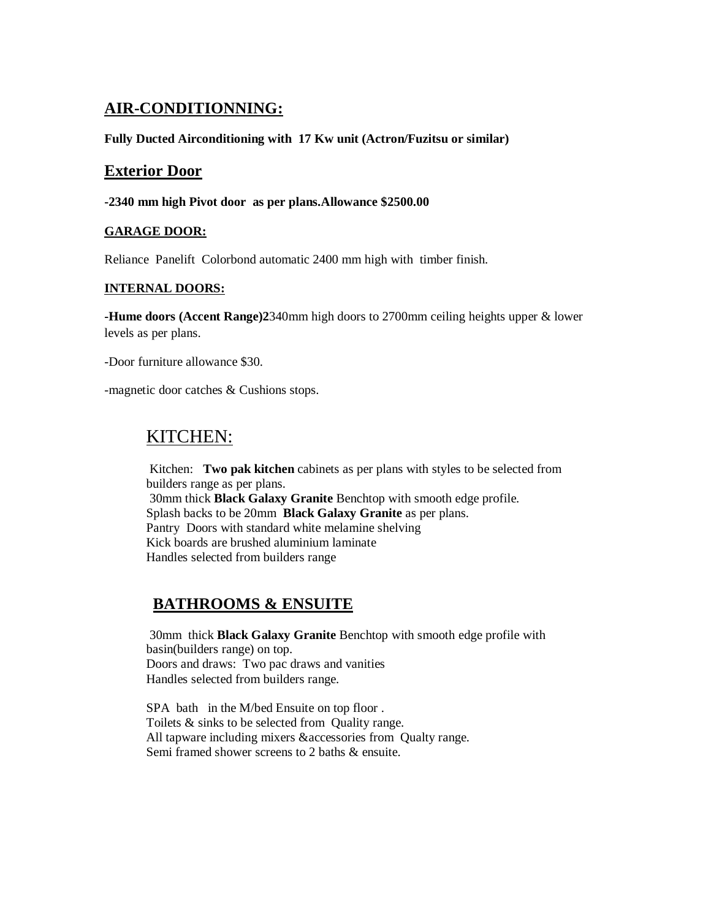## AIR-CONDITIONNING:

**Fully Ducted Airconditioning with 17 Kw unit (Actron/Fuzitsu or similar)**

## Exterior Door

**-2340 mm high Pivot door as per plans.Allowance $2500.00**

### GARAGE DOOR:

Reliance Panelift Colorbond automatic 2400 mm high with timber finish.

### INTERNAL DOORS:

**-Hume doors (Accent Range)2**340mm high doors to 2700mm ceiling heights upper & lower levels as per plans.

-Door furniture allowance $30.

-magnetic door catches & Cushions stops.

## KITCHEN:

Kitchen: **Two pak kitchen** cabinets as per plans with styles to be selected from builders range as per plans.
30mm thick **Black Galaxy Granite** Benchtop with smooth edge profile.
Splash backs to be 20mm **Black Galaxy Granite** as per plans.
Pantry Doors with standard white melamine shelving
Kick boards are brushed aluminium laminate
Handles selected from builders range

## BATHROOMS & ENSUITE

30mm thick **Black Galaxy Granite** Benchtop with smooth edge profile with basin(builders range) on top.
Doors and draws: Two pac draws and vanities
Handles selected from builders range.

SPA bath in the M/bed Ensuite on top floor .
Toilets & sinks to be selected from Quality range.
All tapware including mixers &accessories from Qualty range.
Semi framed shower screens to 2 baths & ensuite.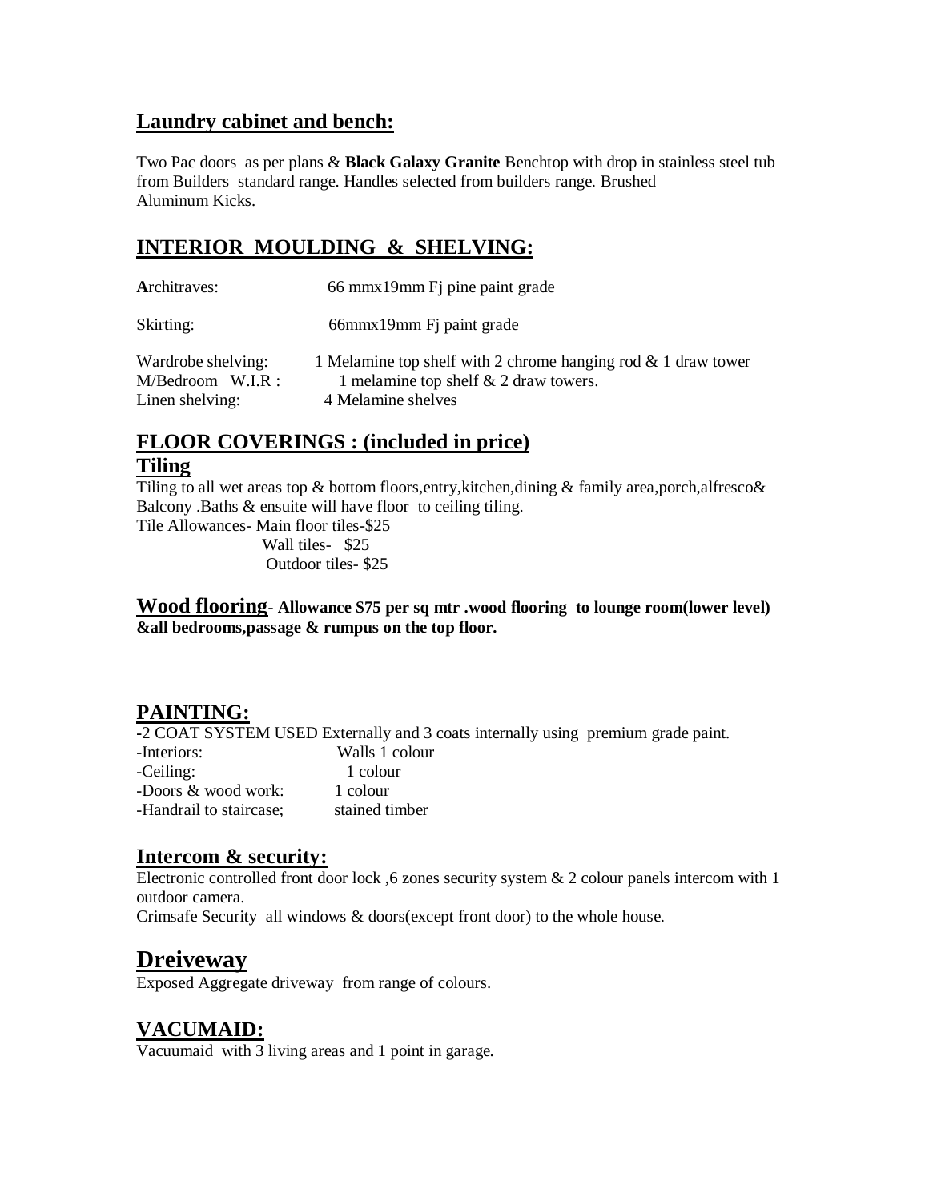## Laundry cabinet and bench:

Two Pac doors as per plans & **Black Galaxy Granite** Benchtop with drop in stainless steel tub from Builders standard range. Handles selected from builders range. Brushed Aluminum Kicks.

## INTERIOR MOULDING & SHELVING:

| | |
|---|---|
| Architraves: | 66 mmx19mm Fj pine paint grade |
| Skirting: | 66mmx19mm Fj paint grade |
| Wardrobe shelving: | 1 Melamine top shelf with 2 chrome hanging rod & 1 draw tower |
| M/Bedroom W.I.R : | 1 melamine top shelf & 2 draw towers. |
| Linen shelving: | 4 Melamine shelves |

## FLOOR COVERINGS : (included in price)

### Tiling

Tiling to all wet areas top & bottom floors,entry,kitchen,dining & family area,porch,alfresco& Balcony .Baths & ensuite will have floor to ceiling tiling.

Tile Allowances- Main floor tiles-$25
Wall tiles- $25
Outdoor tiles- $25

**Wood flooring- Allowance $75 per sq mtr .wood flooring to lounge room(lower level) &all bedrooms,passage & rumpus on the top floor.**

## PAINTING:

-2 COAT SYSTEM USED Externally and 3 coats internally using premium grade paint.

| | |
|---|---|
| -Interiors: | Walls 1 colour |
| -Ceiling: | 1 colour |
| -Doors & wood work: | 1 colour |
| -Handrail to staircase; | stained timber |

## Intercom & security:

Electronic controlled front door lock ,6 zones security system & 2 colour panels intercom with 1 outdoor camera.

Crimsafe Security all windows & doors(except front door) to the whole house.

## Dreiveway

Exposed Aggregate driveway from range of colours.

## VACUMAID:

Vacuumaid with 3 living areas and 1 point in garage.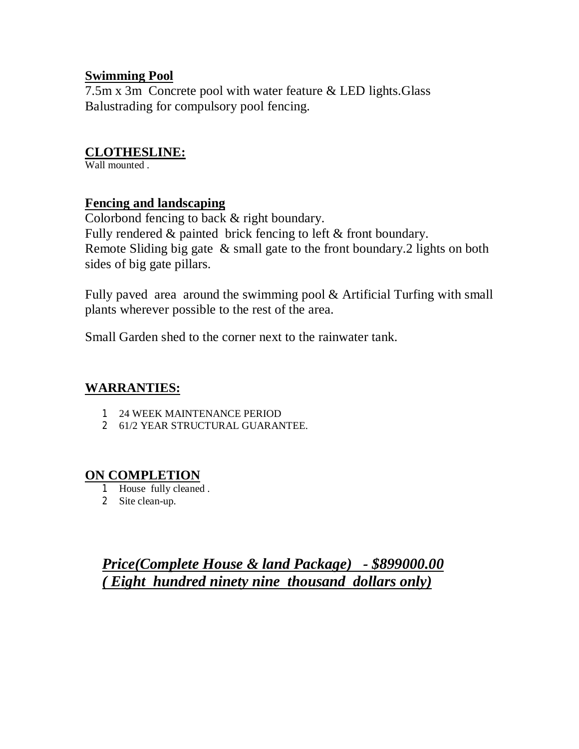**Swimming Pool**

7.5m x 3m Concrete pool with water feature & LED lights.Glass Balustrading for compulsory pool fencing.

**CLOTHESLINE:**

Wall mounted .

**Fencing and landscaping**

Colorbond fencing to back & right boundary.
Fully rendered & painted brick fencing to left & front boundary.
Remote Sliding big gate & small gate to the front boundary.2 lights on both sides of big gate pillars.

Fully paved area around the swimming pool & Artificial Turfing with small plants wherever possible to the rest of the area.

Small Garden shed to the corner next to the rainwater tank.

**WARRANTIES:**

1. 24 WEEK MAINTENANCE PERIOD
2. 61/2 YEAR STRUCTURAL GUARANTEE.

**ON COMPLETION**

1. House fully cleaned .
2. Site clean-up.

***Price(Complete House & land Package) - $899000.00***
***( Eight hundred ninety nine thousand dollars only)***